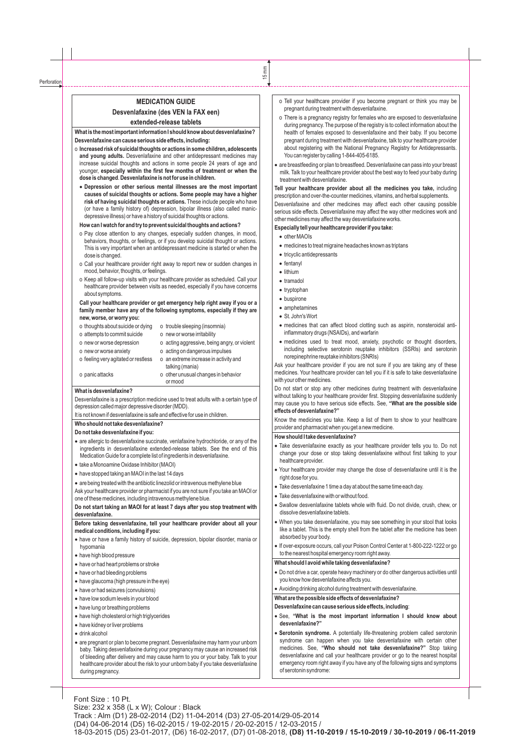# MEDICATION GUIDE

## Desvenlafaxine (des VEN la FAX een)

## extended-release tablets

**What is the most important information I should know about desvenlafaxine?**

**Desvenlafaxine can cause serious side effects, including:**

- **Increased risk of suicidal thoughts or actions in some children, adolescents and young adults.** Desvenlafaxine and other antidepressant medicines may increase suicidal thoughts and actions in some people 24 years of age and younger, **especially within the first few months of treatment or when the dose is changed**. **Desvenlafaxine is not for use in children.**
  - **Depression or other serious mental illnesses are the most important causes of suicidal thoughts or actions. Some people may have a higher risk of having suicidal thoughts or actions.** These include people who have (or have a family history of) depression, bipolar illness (also called manic-depressive illness) or have a history of suicidal thoughts or actions.

**How can I watch for and try to prevent suicidal thoughts and actions?**

- Pay close attention to any changes, especially sudden changes, in mood, behaviors, thoughts, or feelings, or if you develop suicidal thought or actions. This is very important when an antidepressant medicine is started or when the dose is changed.
- Call your healthcare provider right away to report new or sudden changes in mood, behavior, thoughts, or feelings.
- Keep all follow-up visits with your healthcare provider as scheduled. Call your healthcare provider between visits as needed, especially if you have concerns about symptoms.

**Call your healthcare provider or get emergency help right away if you or a family member have any of the following symptoms, especially if they are new, worse, or worry you:**

- thoughts about suicide or dying
- attempts to commit suicide
- new or worse depression
- new or worse anxiety
- feeling very agitated or restless
- panic attacks
- trouble sleeping (insomnia)
- new or worse irritability
- acting aggressive, being angry, or violent
- acting on dangerous impulses
- an extreme increase in activity and talking (mania)
- other unusual changes in behavior or mood

**What is desvenlafaxine?**

Desvenlafaxine is a prescription medicine used to treat adults with a certain type of depression called major depressive disorder (MDD).

It is not known if desvenlafaxine is safe and effective for use in children.

**Who should not take desvenlafaxine?**

**Do not take desvenlafaxine if you:**

- are allergic to desvenlafaxine succinate, venlafaxine hydrochloride, or any of the ingredients in desvenlafaxine extended-release tablets. See the end of this Medication Guide for a complete list of ingredients in desvenlafaxine.
- take a Monoamine Oxidase Inhibitor (MAOI)
- have stopped taking an MAOI in the last 14 days
- are being treated with the antibiotic linezolid or intravenous methylene blue

Ask your healthcare provider or pharmacist if you are not sure if you take an MAOI or one of these medicines, including intravenous methylene blue.

**Do not start taking an MAOI for at least 7 days after you stop treatment with desvenlafaxine.**

**Before taking desvenlafaxine, tell your healthcare provider about all your medical conditions, including if you:**

- have or have a family history of suicide, depression, bipolar disorder, mania or hypomania
- have high blood pressure
- have or had heart problems or stroke
- have or had bleeding problems
- have glaucoma (high pressure in the eye)
- have or had seizures (convulsions)
- have low sodium levels in your blood
- have lung or breathing problems
- have high cholesterol or high triglycerides
- have kidney or liver problems
- drink alcohol
- are pregnant or plan to become pregnant. Desvenlafaxine may harm your unborn baby. Taking desvenlafaxine during your pregnancy may cause an increased risk of bleeding after delivery and may cause harm to you or your baby. Talk to your healthcare provider about the risk to your unborn baby if you take desvenlafaxine during pregnancy.
  - Tell your healthcare provider if you become pregnant or think you may be pregnant during treatment with desvenlafaxine.
  - There is a pregnancy registry for females who are exposed to desvenlafaxine during pregnancy. The purpose of the registry is to collect information about the health of females exposed to desvenlafaxine and their baby. If you become pregnant during treatment with desvenlafaxine, talk to your healthcare provider about registering with the National Pregnancy Registry for Antidepressants. You can register by calling 1-844-405-6185.
- are breastfeeding or plan to breastfeed. Desvenlafaxine can pass into your breast milk. Talk to your healthcare provider about the best way to feed your baby during treatment with desvenlafaxine.

**Tell your healthcare provider about all the medicines you take,** including prescription and over-the-counter medicines, vitamins, and herbal supplements.

Desvenlafaxine and other medicines may affect each other causing possible serious side effects. Desvenlafaxine may affect the way other medicines work and other medicines may affect the way desvenlafaxine works.

**Especially tell your healthcare provider if you take:**

- other MAOIs
- medicines to treat migraine headaches known as triptans
- tricyclic antidepressants
- fentanyl
- lithium
- tramadol
- tryptophan
- buspirone
- amphetamines
- St. John's Wort
- medicines that can affect blood clotting such as aspirin, nonsteroidal anti-inflammatory drugs (NSAIDs), and warfarin
- medicines used to treat mood, anxiety, psychotic or thought disorders, including selective serotonin reuptake inhibitors (SSRIs) and serotonin norepinephrine reuptake inhibitors (SNRIs)

Ask your healthcare provider if you are not sure if you are taking any of these medicines. Your healthcare provider can tell you if it is safe to take desvenlafaxine with your other medicines.

Do not start or stop any other medicines during treatment with desvenlafaxine without talking to your healthcare provider first. Stopping desvenlafaxine suddenly may cause you to have serious side effects. See, **"What are the possible side effects of desvenlafaxine?"**

Know the medicines you take. Keep a list of them to show to your healthcare provider and pharmacist when you get a new medicine.

**How should I take desvenlafaxine?**

- Take desvenlafaxine exactly as your healthcare provider tells you to. Do not change your dose or stop taking desvenlafaxine without first talking to your healthcare provider.
- Your healthcare provider may change the dose of desvenlafaxine until it is the right dose for you.
- Take desvenlafaxine 1 time a day at about the same time each day.
- Take desvenlafaxine with or without food.
- Swallow desvenlafaxine tablets whole with fluid. Do not divide, crush, chew, or dissolve desvenlafaxine tablets.
- When you take desvenlafaxine, you may see something in your stool that looks like a tablet. This is the empty shell from the tablet after the medicine has been absorbed by your body.
- If over-exposure occurs, call your Poison Control Center at 1-800-222-1222 or go to the nearest hospital emergency room right away.

**What should I avoid while taking desvenlafaxine?**

- Do not drive a car, operate heavy machinery or do other dangerous activities until you know how desvenlafaxine affects you.
- Avoiding drinking alcohol during treatment with desvenlafaxine.

**What are the possible side effects of desvenlafaxine?**

**Desvenlafaxine can cause serious side effects, including**:

- See, **"What is the most important information I should know about desvenlafaxine?"**
- **Serotonin syndrome.** A potentially life-threatening problem called serotonin syndrome can happen when you take desvenlafaxine with certain other medicines. See, **"Who should not take desvenlafaxine?"** Stop taking desvenlafaxine and call your healthcare provider or go to the nearest hospital emergency room right away if you have any of the following signs and symptoms of serotonin syndrome: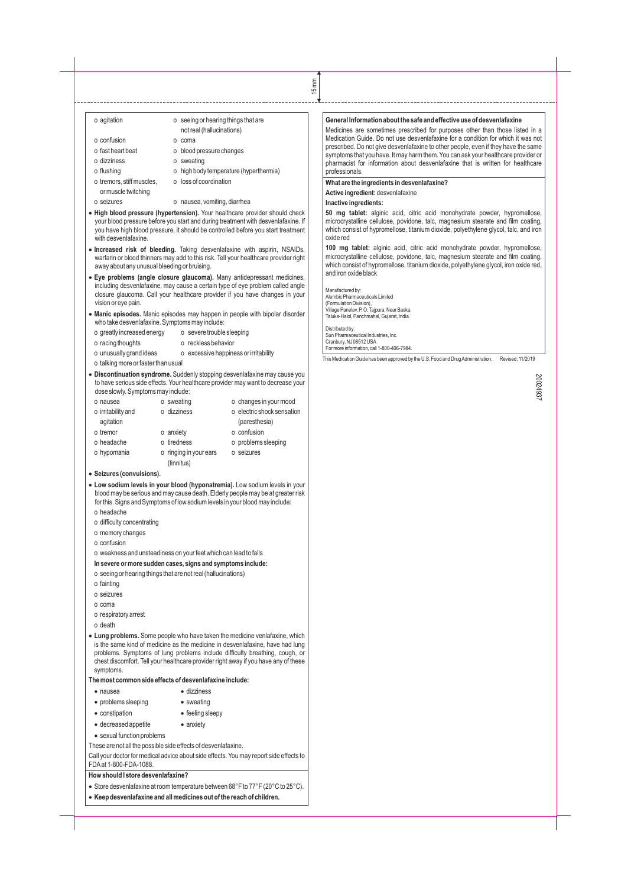- agitation
- seeing or hearing things that are not real (hallucinations)
- confusion
- coma
- fast heart beat
- blood pressure changes
- dizziness
- sweating
- flushing
- high body temperature (hyperthermia)
- tremors, stiff muscles, or muscle twitching
- loss of coordination
- seizures
- nausea, vomiting, diarrhea

- **High blood pressure (hypertension).** Your healthcare provider should check your blood pressure before you start and during treatment with desvenlafaxine. If you have high blood pressure, it should be controlled before you start treatment with desvenlafaxine.
- **Increased risk of bleeding.** Taking desvenlafaxine with aspirin, NSAIDs, warfarin or blood thinners may add to this risk. Tell your healthcare provider right away about any unusual bleeding or bruising.
- **Eye problems (angle closure glaucoma).** Many antidepressant medicines, including desvenlafaxine, may cause a certain type of eye problem called angle closure glaucoma. Call your healthcare provider if you have changes in your vision or eye pain.
- **Manic episodes.** Manic episodes may happen in people with bipolar disorder who take desvenlafaxine. Symptoms may include:
  - greatly increased energy
  - severe trouble sleeping
  - racing thoughts
  - reckless behavior
  - unusually grand ideas
  - excessive happiness or irritability
  - talking more or faster than usual
- **Discontinuation syndrome.** Suddenly stopping desvenlafaxine may cause you to have serious side effects. Your healthcare provider may want to decrease your dose slowly. Symptoms may include:
  - nausea
  - sweating
  - changes in your mood
  - irritability and agitation
  - dizziness
  - electric shock sensation (paresthesia)
  - tremor
  - anxiety
  - confusion
  - headache
  - tiredness
  - problems sleeping
  - hypomania
  - ringing in your ears (tinnitus)
  - seizures
- **Seizures (convulsions).**
- **Low sodium levels in your blood (hyponatremia).** Low sodium levels in your blood may be serious and may cause death. Elderly people may be at greater risk for this. Signs and Symptoms of low sodium levels in your blood may include:
  - headache
  - difficulty concentrating
  - memory changes
  - confusion
  - weakness and unsteadiness on your feet which can lead to falls

  **In severe or more sudden cases, signs and symptoms include:**
  - seeing or hearing things that are not real (hallucinations)
  - fainting
  - seizures
  - coma
  - respiratory arrest
  - death
- **Lung problems.** Some people who have taken the medicine venlafaxine, which is the same kind of medicine as the medicine in desvenlafaxine, have had lung problems. Symptoms of lung problems include difficulty breathing, cough, or chest discomfort. Tell your healthcare provider right away if you have any of these symptoms.

**The most common side effects of desvenlafaxine include:**

- nausea
- dizziness
- problems sleeping
- sweating
- constipation
- feeling sleepy
- decreased appetite
- anxiety
- sexual function problems

These are not all the possible side effects of desvenlafaxine.

Call your doctor for medical advice about side effects. You may report side effects to FDA at 1-800-FDA-1088.

## How should I store desvenlafaxine?

- Store desvenlafaxine at room temperature between 68°F to 77°F (20°C to 25°C).
- **Keep desvenlafaxine and all medicines out of the reach of children.**

## General Information about the safe and effective use of desvenlafaxine

Medicines are sometimes prescribed for purposes other than those listed in a Medication Guide. Do not use desvenlafaxine for a condition for which it was not prescribed. Do not give desvenlafaxine to other people, even if they have the same symptoms that you have. It may harm them. You can ask your healthcare provider or pharmacist for information about desvenlafaxine that is written for healthcare professionals.

## What are the ingredients in desvenlafaxine?

**Active ingredient:** desvenlafaxine

**Inactive ingredients:**

**50 mg tablet:** alginic acid, citric acid monohydrate powder, hypromellose, microcrystalline cellulose, povidone, talc, magnesium stearate and film coating, which consist of hypromellose, titanium dioxide, polyethylene glycol, talc, and iron oxide red

**100 mg tablet:** alginic acid, citric acid monohydrate powder, hypromellose, microcrystalline cellulose, povidone, talc, magnesium stearate and film coating, which consist of hypromellose, titanium dioxide, polyethylene glycol, iron oxide red, and iron oxide black

Manufactured by:
Alembic Pharmaceuticals Limited
(Formulation Division),
Village Panelav, P. O. Tajpura, Near Baska,
Taluka-Halol, Panchmahal, Gujarat, India.

Distributed by:
Sun Pharmaceutical Industries, Inc.
Cranbury, NJ 08512 USA
For more information, call 1-800-406-7984.

This Medication Guide has been approved by the U.S. Food and Drug Administration. Revised: 11/2019

20024937